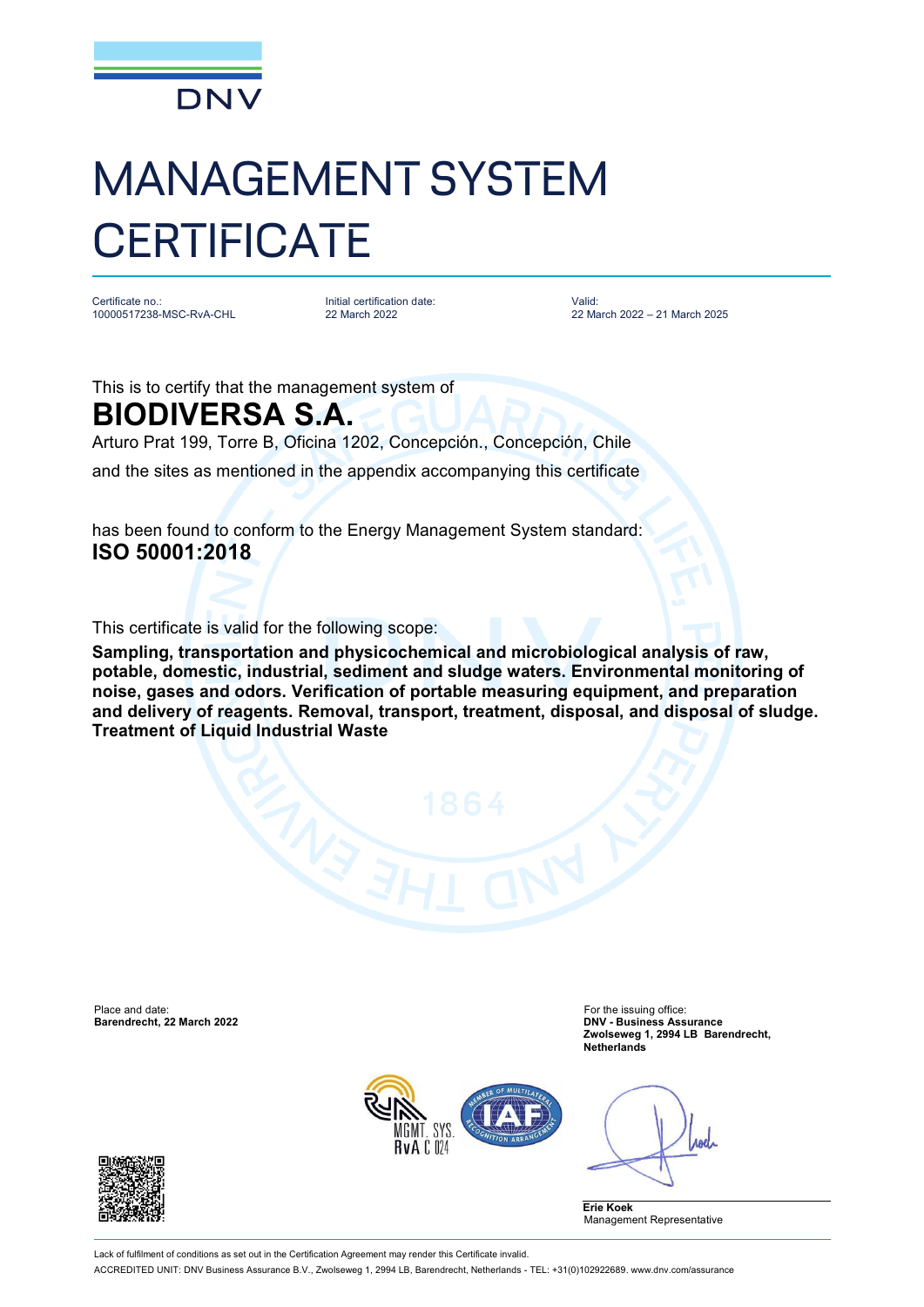DNV

# MANAGEMENT SYSTEM CERTIFICATE

Certificate no.:
10000517238-MSC-RvA-CHL

Initial certification date:
22 March 2022

Valid:
22 March 2022 – 21 March 2025

This is to certify that the management system of

## BIODIVERSA S.A.

Arturo Prat 199, Torre B, Oficina 1202, Concepción., Concepción, Chile

and the sites as mentioned in the appendix accompanying this certificate

has been found to conform to the Energy Management System standard:

**ISO 50001:2018**

This certificate is valid for the following scope:

**Sampling, transportation and physicochemical and microbiological analysis of raw, potable, domestic, industrial, sediment and sludge waters. Environmental monitoring of noise, gases and odors. Verification of portable measuring equipment, and preparation and delivery of reagents. Removal, transport, treatment, disposal, and disposal of sludge. Treatment of Liquid Industrial Waste**

Place and date:
**Barendrecht, 22 March 2022**

For the issuing office:
**DNV - Business Assurance**
**Zwolseweg 1, 2994 LB Barendrecht, Netherlands**

MGMT. SYS.
RvA C 024

**Erie Koek**
Management Representative

Lack of fulfilment of conditions as set out in the Certification Agreement may render this Certificate invalid.

ACCREDITED UNIT: DNV Business Assurance B.V., Zwolseweg 1, 2994 LB, Barendrecht, Netherlands - TEL: +31(0)102922689. www.dnv.com/assurance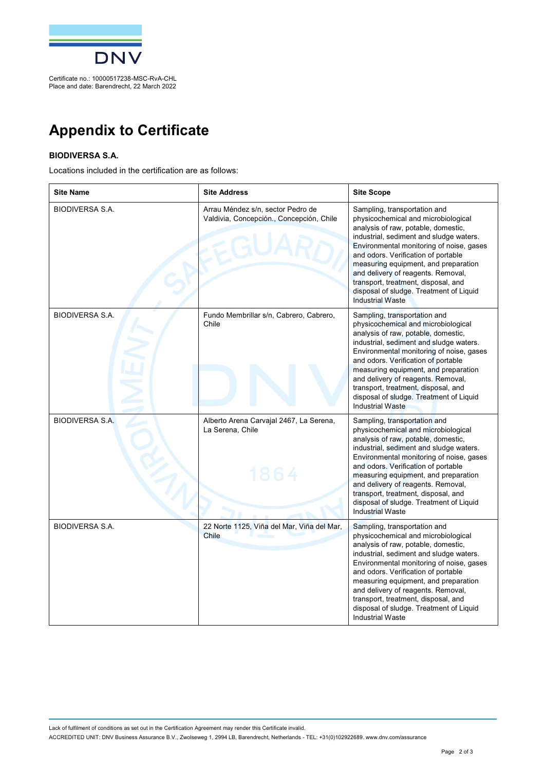Certificate no.: 10000517238-MSC-RvA-CHL
Place and date: Barendrecht, 22 March 2022

# Appendix to Certificate

**BIODIVERSA S.A.**

Locations included in the certification are as follows:

| Site Name | Site Address | Site Scope |
|---|---|---|
| BIODIVERSA S.A. | Arrau Méndez s/n, sector Pedro de Valdivia, Concepción., Concepción, Chile | Sampling, transportation and physicochemical and microbiological analysis of raw, potable, domestic, industrial, sediment and sludge waters. Environmental monitoring of noise, gases and odors. Verification of portable measuring equipment, and preparation and delivery of reagents. Removal, transport, treatment, disposal, and disposal of sludge. Treatment of Liquid Industrial Waste |
| BIODIVERSA S.A. | Fundo Membrillar s/n, Cabrero, Cabrero, Chile | Sampling, transportation and physicochemical and microbiological analysis of raw, potable, domestic, industrial, sediment and sludge waters. Environmental monitoring of noise, gases and odors. Verification of portable measuring equipment, and preparation and delivery of reagents. Removal, transport, treatment, disposal, and disposal of sludge. Treatment of Liquid Industrial Waste |
| BIODIVERSA S.A. | Alberto Arena Carvajal 2467, La Serena, La Serena, Chile | Sampling, transportation and physicochemical and microbiological analysis of raw, potable, domestic, industrial, sediment and sludge waters. Environmental monitoring of noise, gases and odors. Verification of portable measuring equipment, and preparation and delivery of reagents. Removal, transport, treatment, disposal, and disposal of sludge. Treatment of Liquid Industrial Waste |
| BIODIVERSA S.A. | 22 Norte 1125, Viña del Mar, Viña del Mar, Chile | Sampling, transportation and physicochemical and microbiological analysis of raw, potable, domestic, industrial, sediment and sludge waters. Environmental monitoring of noise, gases and odors. Verification of portable measuring equipment, and preparation and delivery of reagents. Removal, transport, treatment, disposal, and disposal of sludge. Treatment of Liquid Industrial Waste |

Lack of fulfilment of conditions as set out in the Certification Agreement may render this Certificate invalid.

ACCREDITED UNIT: DNV Business Assurance B.V., Zwolseweg 1, 2994 LB, Barendrecht, Netherlands - TEL: +31(0)102922689. www.dnv.com/assurance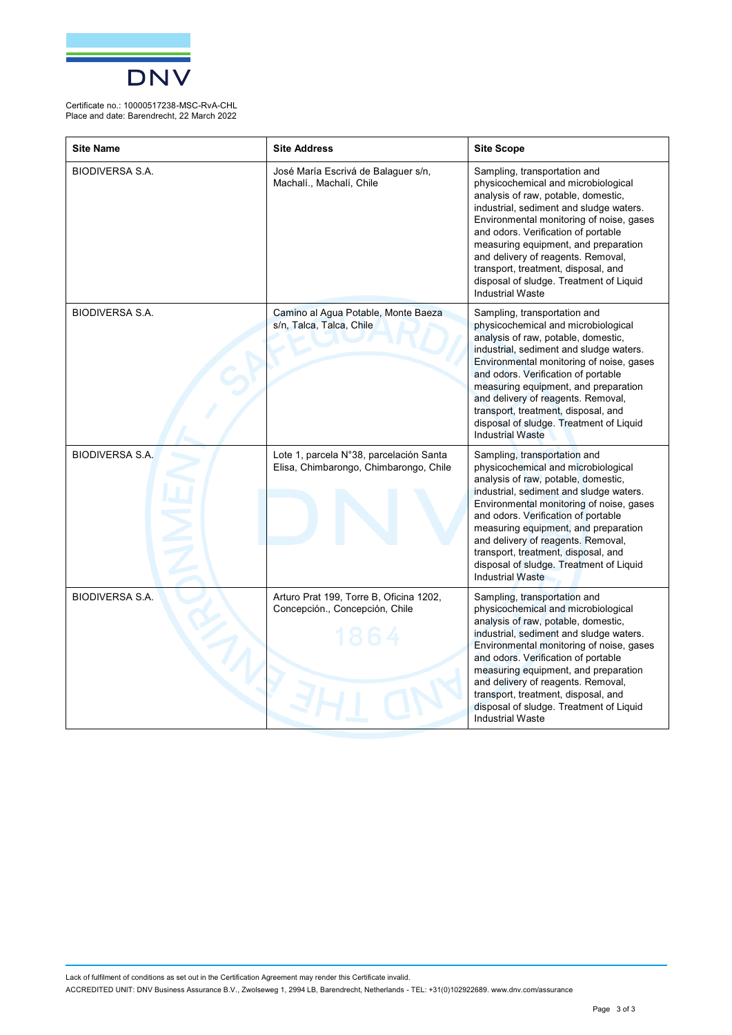Certificate no.: 10000517238-MSC-RvA-CHL
Place and date: Barendrecht, 22 March 2022

| Site Name | Site Address | Site Scope |
|---|---|---|
| BIODIVERSA S.A. | José María Escrivá de Balaguer s/n, Machalí., Machalí, Chile | Sampling, transportation and physicochemical and microbiological analysis of raw, potable, domestic, industrial, sediment and sludge waters. Environmental monitoring of noise, gases and odors. Verification of portable measuring equipment, and preparation and delivery of reagents. Removal, transport, treatment, disposal, and disposal of sludge. Treatment of Liquid Industrial Waste |
| BIODIVERSA S.A. | Camino al Agua Potable, Monte Baeza s/n, Talca, Talca, Chile | Sampling, transportation and physicochemical and microbiological analysis of raw, potable, domestic, industrial, sediment and sludge waters. Environmental monitoring of noise, gases and odors. Verification of portable measuring equipment, and preparation and delivery of reagents. Removal, transport, treatment, disposal, and disposal of sludge. Treatment of Liquid Industrial Waste |
| BIODIVERSA S.A. | Lote 1, parcela N°38, parcelación Santa Elisa, Chimbarongo, Chimbarongo, Chile | Sampling, transportation and physicochemical and microbiological analysis of raw, potable, domestic, industrial, sediment and sludge waters. Environmental monitoring of noise, gases and odors. Verification of portable measuring equipment, and preparation and delivery of reagents. Removal, transport, treatment, disposal, and disposal of sludge. Treatment of Liquid Industrial Waste |
| BIODIVERSA S.A. | Arturo Prat 199, Torre B, Oficina 1202, Concepción., Concepción, Chile | Sampling, transportation and physicochemical and microbiological analysis of raw, potable, domestic, industrial, sediment and sludge waters. Environmental monitoring of noise, gases and odors. Verification of portable measuring equipment, and preparation and delivery of reagents. Removal, transport, treatment, disposal, and disposal of sludge. Treatment of Liquid Industrial Waste |

Lack of fulfilment of conditions as set out in the Certification Agreement may render this Certificate invalid.

ACCREDITED UNIT: DNV Business Assurance B.V., Zwolseweg 1, 2994 LB, Barendrecht, Netherlands - TEL: +31(0)102922689. www.dnv.com/assurance